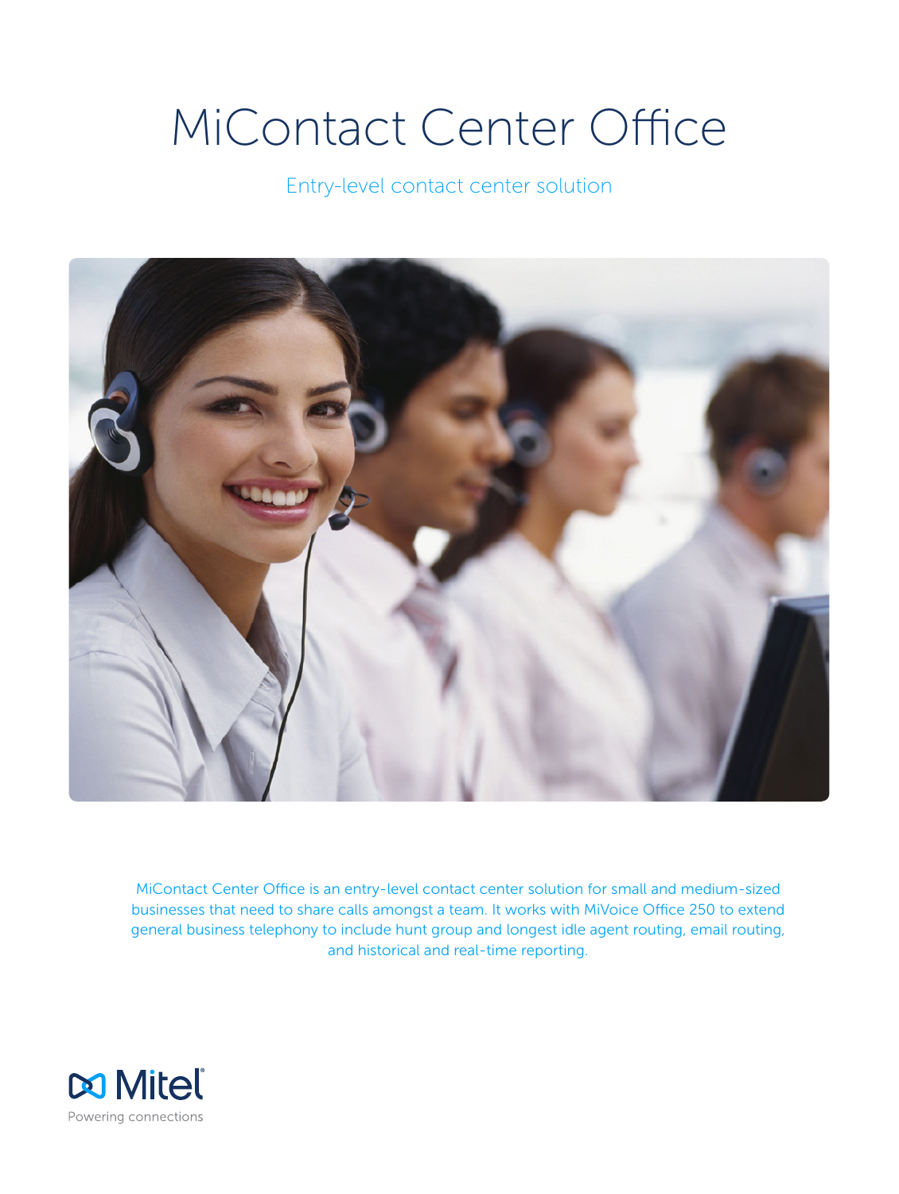# MiContact Center Office

Entry-level contact center solution

MiContact Center Office is an entry-level contact center solution for small and medium-sized businesses that need to share calls amongst a team. It works with MiVoice Office 250 to extend general business telephony to include hunt group and longest idle agent routing, email routing, and historical and real-time reporting.

Mitel

Powering connections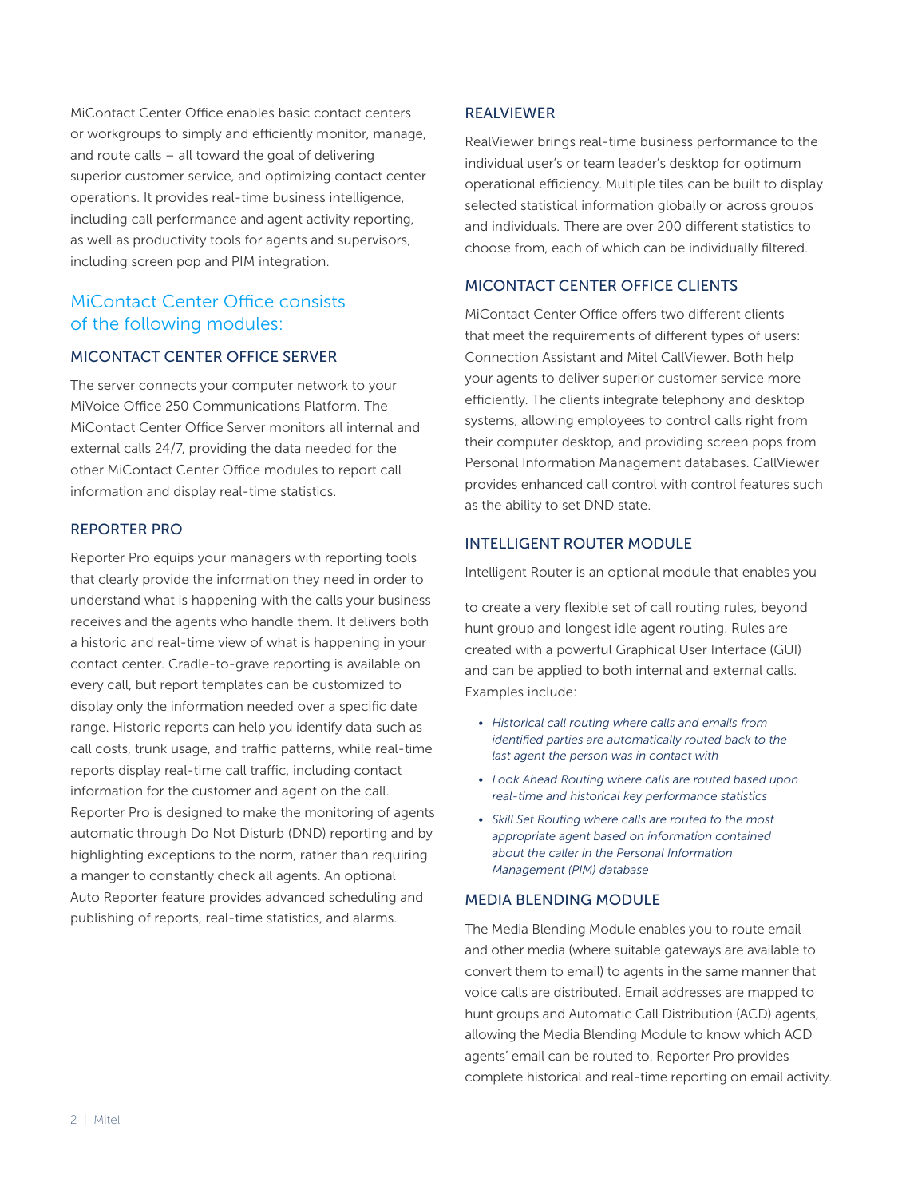MiContact Center Office enables basic contact centers or workgroups to simply and efficiently monitor, manage, and route calls – all toward the goal of delivering superior customer service, and optimizing contact center operations. It provides real-time business intelligence, including call performance and agent activity reporting, as well as productivity tools for agents and supervisors, including screen pop and PIM integration.

## MiContact Center Office consists of the following modules:

### MICONTACT CENTER OFFICE SERVER

The server connects your computer network to your MiVoice Office 250 Communications Platform. The MiContact Center Office Server monitors all internal and external calls 24/7, providing the data needed for the other MiContact Center Office modules to report call information and display real-time statistics.

### REPORTER PRO

Reporter Pro equips your managers with reporting tools that clearly provide the information they need in order to understand what is happening with the calls your business receives and the agents who handle them. It delivers both a historic and real-time view of what is happening in your contact center. Cradle-to-grave reporting is available on every call, but report templates can be customized to display only the information needed over a specific date range. Historic reports can help you identify data such as call costs, trunk usage, and traffic patterns, while real-time reports display real-time call traffic, including contact information for the customer and agent on the call. Reporter Pro is designed to make the monitoring of agents automatic through Do Not Disturb (DND) reporting and by highlighting exceptions to the norm, rather than requiring a manger to constantly check all agents. An optional Auto Reporter feature provides advanced scheduling and publishing of reports, real-time statistics, and alarms.

### REALVIEWER

RealViewer brings real-time business performance to the individual user's or team leader's desktop for optimum operational efficiency. Multiple tiles can be built to display selected statistical information globally or across groups and individuals. There are over 200 different statistics to choose from, each of which can be individually filtered.

### MICONTACT CENTER OFFICE CLIENTS

MiContact Center Office offers two different clients that meet the requirements of different types of users: Connection Assistant and Mitel CallViewer. Both help your agents to deliver superior customer service more efficiently. The clients integrate telephony and desktop systems, allowing employees to control calls right from their computer desktop, and providing screen pops from Personal Information Management databases. CallViewer provides enhanced call control with control features such as the ability to set DND state.

### INTELLIGENT ROUTER MODULE

Intelligent Router is an optional module that enables you to create a very flexible set of call routing rules, beyond hunt group and longest idle agent routing. Rules are created with a powerful Graphical User Interface (GUI) and can be applied to both internal and external calls. Examples include:

- *Historical call routing where calls and emails from identified parties are automatically routed back to the last agent the person was in contact with*
- *Look Ahead Routing where calls are routed based upon real-time and historical key performance statistics*
- *Skill Set Routing where calls are routed to the most appropriate agent based on information contained about the caller in the Personal Information Management (PIM) database*

### MEDIA BLENDING MODULE

The Media Blending Module enables you to route email and other media (where suitable gateways are available to convert them to email) to agents in the same manner that voice calls are distributed. Email addresses are mapped to hunt groups and Automatic Call Distribution (ACD) agents, allowing the Media Blending Module to know which ACD agents' email can be routed to. Reporter Pro provides complete historical and real-time reporting on email activity.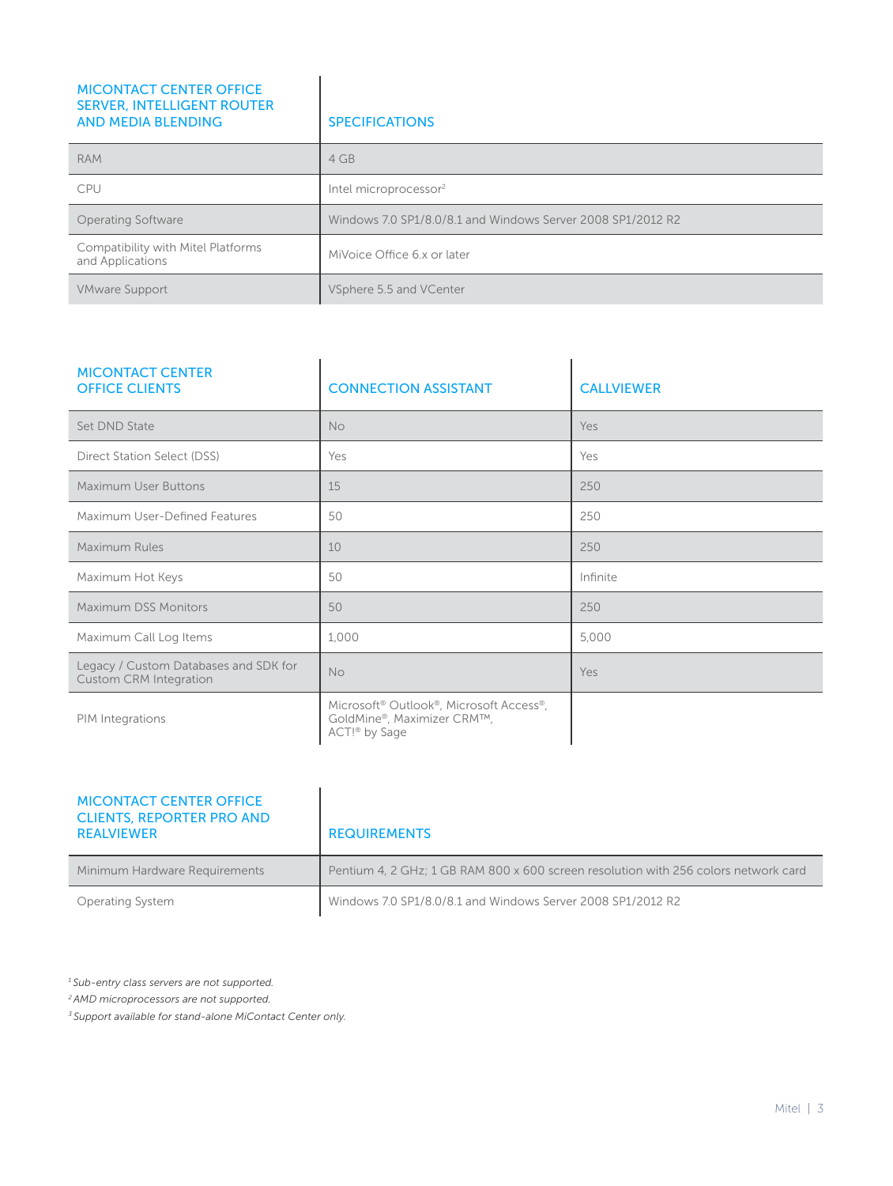| MICONTACT CENTER OFFICE SERVER, INTELLIGENT ROUTER AND MEDIA BLENDING | SPECIFICATIONS |
|---|---|
| RAM | 4 GB |
| CPU | Intel microprocessor[2] |
| Operating Software | Windows 7.0 SP1/8.0/8.1 and Windows Server 2008 SP1/2012 R2 |
| Compatibility with Mitel Platforms and Applications | MiVoice Office 6.x or later |
| VMware Support | VSphere 5.5 and VCenter |

| MICONTACT CENTER OFFICE CLIENTS | CONNECTION ASSISTANT | CALLVIEWER |
|---|---|---|
| Set DND State | No | Yes |
| Direct Station Select (DSS) | Yes | Yes |
| Maximum User Buttons | 15 | 250 |
| Maximum User-Defined Features | 50 | 250 |
| Maximum Rules | 10 | 250 |
| Maximum Hot Keys | 50 | Infinite |
| Maximum DSS Monitors | 50 | 250 |
| Maximum Call Log Items | 1,000 | 5,000 |
| Legacy / Custom Databases and SDK for Custom CRM Integration | No | Yes |
| PIM Integrations | Microsoft® Outlook®, Microsoft Access®, GoldMine®, Maximizer CRM™, ACT!® by Sage | |

| MICONTACT CENTER OFFICE CLIENTS, REPORTER PRO AND REALVIEWER | REQUIREMENTS |
|---|---|
| Minimum Hardware Requirements | Pentium 4, 2 GHz; 1 GB RAM 800 x 600 screen resolution with 256 colors network card |
| Operating System | Windows 7.0 SP1/8.0/8.1 and Windows Server 2008 SP1/2012 R2 |

*[1] Sub-entry class servers are not supported.*

*[2] AMD microprocessors are not supported.*

*[3] Support available for stand-alone MiContact Center only.*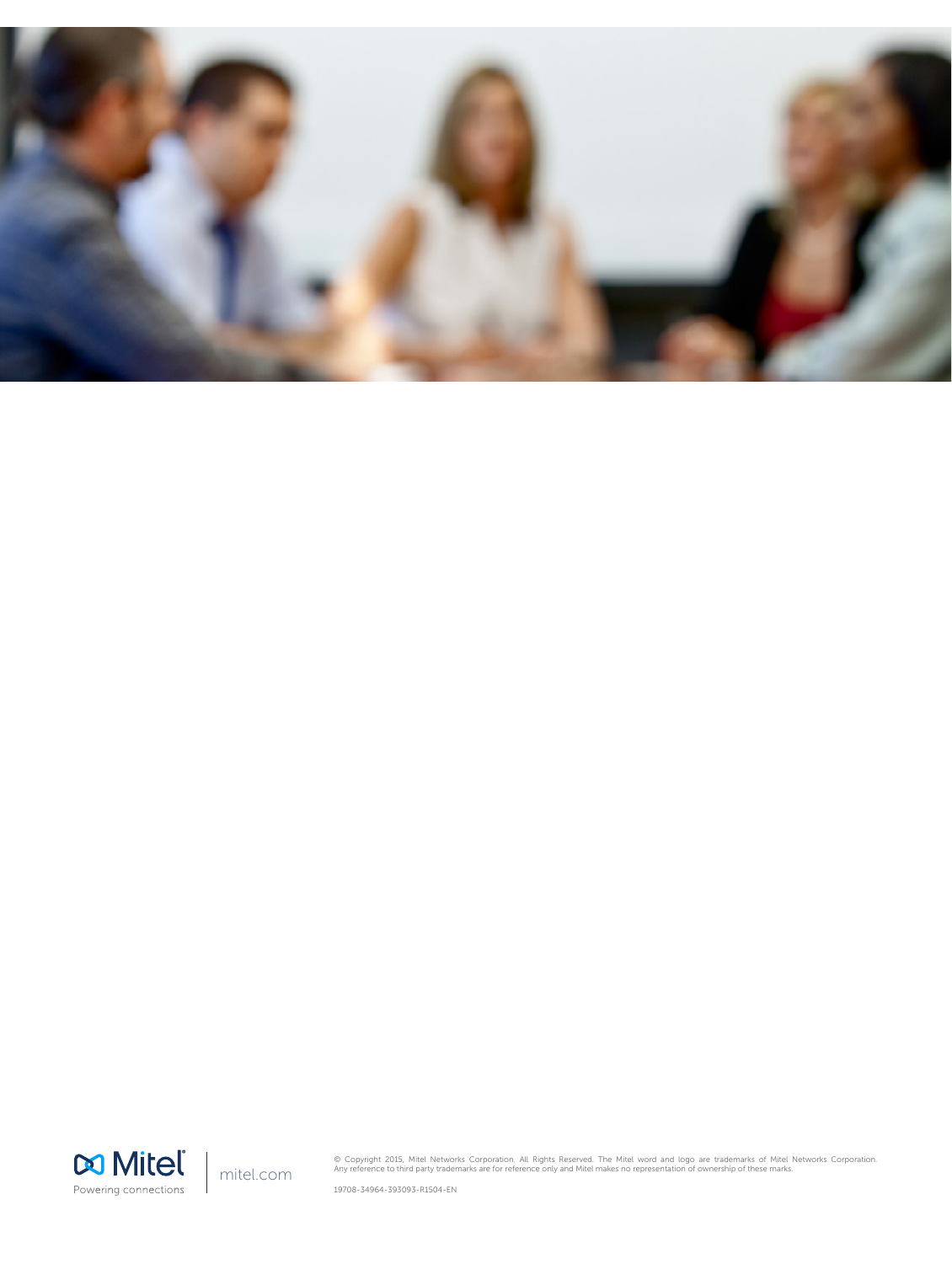Mitel

Powering connections

mitel.com

© Copyright 2015, Mitel Networks Corporation. All Rights Reserved. The Mitel word and logo are trademarks of Mitel Networks Corporation. Any reference to third party trademarks are for reference only and Mitel makes no representation of ownership of these marks.

19708-34964-393093-R1504-EN